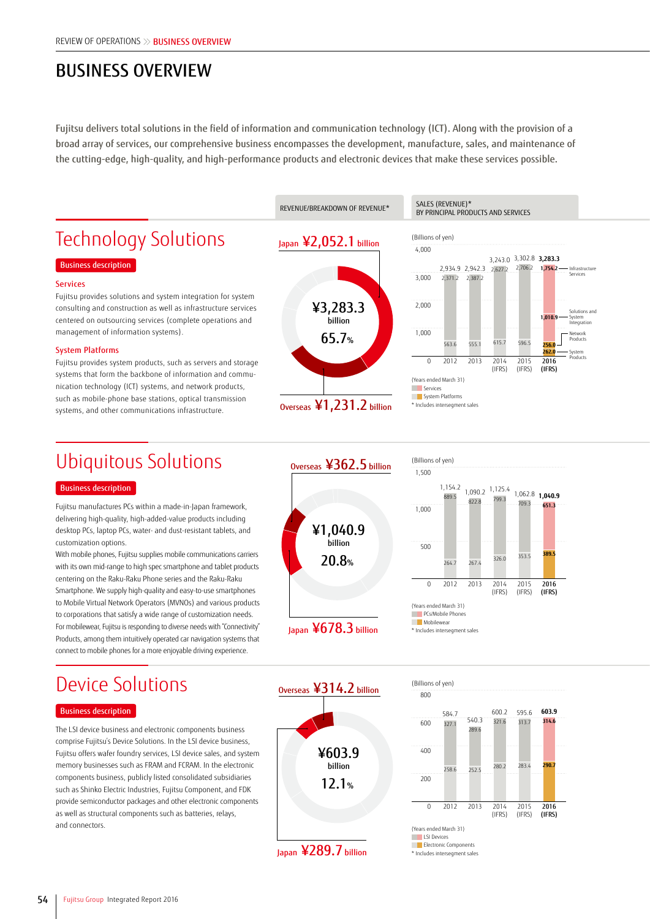REVIEW OF OPERATIONS >> BUSINESS OVERVIEW

# BUSINESS OVERVIEW

Fujitsu delivers total solutions in the field of information and communication technology (ICT). Along with the provision of a broad array of services, our comprehensive business encompasses the development, manufacture, sales, and maintenance of the cutting-edge, high-quality, and high-performance products and electronic devices that make these services possible.

## Technology Solutions

**Business description**

### Services

Fujitsu provides solutions and system integration for system consulting and construction as well as infrastructure services centered on outsourcing services (complete operations and management of information systems).

### System Platforms

Fujitsu provides system products, such as servers and storage systems that form the backbone of information and communication technology (ICT) systems, and network products, such as mobile-phone base stations, optical transmission systems, and other communications infrastructure.

REVENUE/BREAKDOWN OF REVENUE*

¥3,283.3 billion — 65.7%

Japan ¥2,052.1 billion

Overseas ¥1,231.2 billion

SALES (REVENUE)* BY PRINCIPAL PRODUCTS AND SERVICES

(Billions of yen)

| Years ended March 31 | 2012 | 2013 | 2014 (IFRS) | 2015 (IFRS) | 2016 (IFRS) |
|---|---|---|---|---|---|
| Total | 2,934.9 | 2,942.3 | 3,243.0 | 3,302.8 | 3,283.3 |
| Services | 2,371.2 | 2,387.2 | 2,627.2 | 2,706.2 | 2,764.9 (Infrastructure Services 1,754.2; Solutions and System Integration 1,010.9) |
| System Platforms | 563.6 | 555.1 | 615.7 | 596.5 | 518.0 (Network Products 256.0; System Products 262.0) |

* Includes intersegment sales

## Ubiquitous Solutions

**Business description**

Fujitsu manufactures PCs within a made-in-Japan framework, delivering high-quality, high-added-value products including desktop PCs, laptop PCs, water- and dust-resistant tablets, and customization options.

With mobile phones, Fujitsu supplies mobile communications carriers with its own mid-range to high spec smartphone and tablet products centering on the Raku-Raku Phone series and the Raku-Raku Smartphone. We supply high-quality and easy-to-use smartphones to Mobile Virtual Network Operators (MVNOs) and various products to corporations that satisfy a wide range of customization needs.

For mobilewear, Fujitsu is responding to diverse needs with "Connectivity" Products, among them intuitively operated car navigation systems that connect to mobile phones for a more enjoyable driving experience.

¥1,040.9 billion — 20.8%

Overseas ¥362.5 billion

Japan ¥678.3 billion

(Billions of yen)

| Years ended March 31 | 2012 | 2013 | 2014 (IFRS) | 2015 (IFRS) | 2016 (IFRS) |
|---|---|---|---|---|---|
| Total | 1,154.2 | 1,090.2 | 1,125.4 | 1,062.8 | 1,040.9 |
| PCs/Mobile Phones | 889.5 | 822.8 | 799.3 | 709.3 | 651.3 |
| Mobilewear | 264.7 | 267.4 | 326.0 | 353.5 | 389.5 |

* Includes intersegment sales

## Device Solutions

**Business description**

The LSI device business and electronic components business comprise Fujitsu's Device Solutions. In the LSI device business, Fujitsu offers wafer foundry services, LSI device sales, and system memory businesses such as FRAM and FCRAM. In the electronic components business, publicly listed consolidated subsidiaries such as Shinko Electric Industries, Fujitsu Component, and FDK provide semiconductor packages and other electronic components as well as structural components such as batteries, relays, and connectors.

¥603.9 billion — 12.1%

Overseas ¥314.2 billion

Japan ¥289.7 billion

(Billions of yen)

| Years ended March 31 | 2012 | 2013 | 2014 (IFRS) | 2015 (IFRS) | 2016 (IFRS) |
|---|---|---|---|---|---|
| Total | 584.7 | 540.3 | 600.2 | 595.6 | 603.9 |
| LSI Devices | 327.1 | 289.6 | 321.6 | 313.7 | 314.6 |
| Electronic Components | 258.6 | 252.5 | 280.2 | 283.4 | 290.7 |

* Includes intersegment sales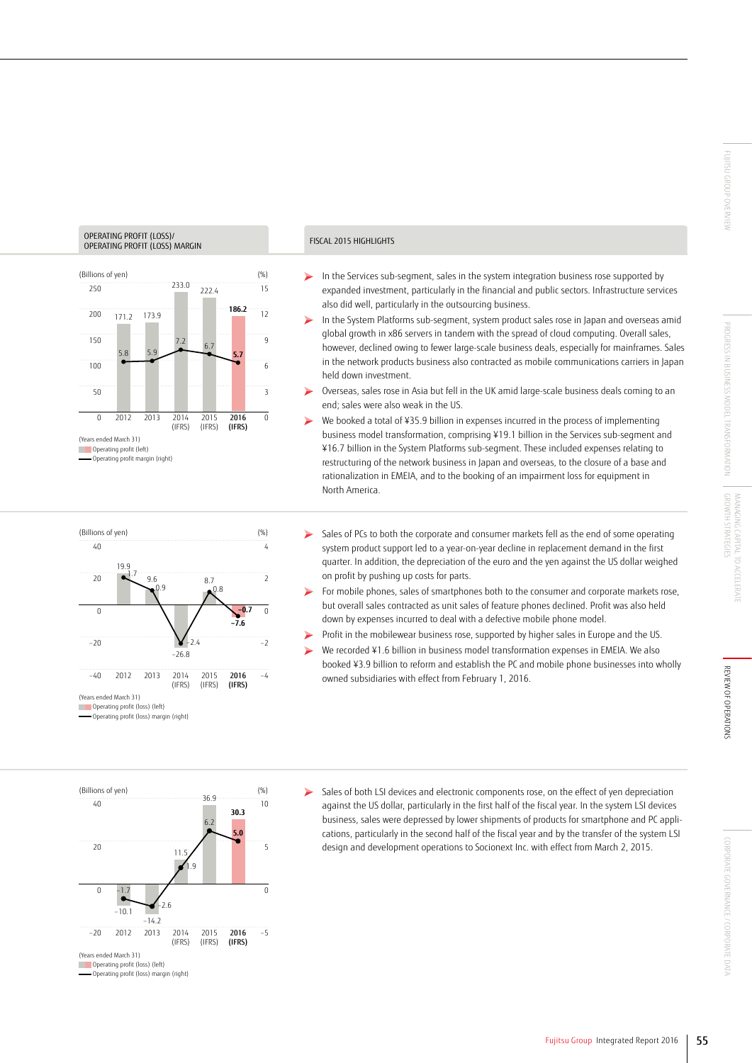## OPERATING PROFIT (LOSS)/ OPERATING PROFIT (LOSS) MARGIN

(Billions of yen)
(%)
250
200
150
100
50
0
15
12
9
6
3
0
171.2
173.9
233.0
222.4
186.2
5.8
5.9
7.2
6.7
5.7
2012
2013
2014 (IFRS)
2015 (IFRS)
2016 (IFRS)
(Years ended March 31)
Operating profit (left)
Operating profit margin (right)

## FISCAL 2015 HIGHLIGHTS

- In the Services sub-segment, sales in the system integration business rose supported by expanded investment, particularly in the financial and public sectors. Infrastructure services also did well, particularly in the outsourcing business.
- In the System Platforms sub-segment, system product sales rose in Japan and overseas amid global growth in x86 servers in tandem with the spread of cloud computing. Overall sales, however, declined owing to fewer large-scale business deals, especially for mainframes. Sales in the network products business also contracted as mobile communications carriers in Japan held down investment.
- Overseas, sales rose in Asia but fell in the UK amid large-scale business deals coming to an end; sales were also weak in the US.
- We booked a total of ¥35.9 billion in expenses incurred in the process of implementing business model transformation, comprising ¥19.1 billion in the Services sub-segment and ¥16.7 billion in the System Platforms sub-segment. These included expenses relating to restructuring of the network business in Japan and overseas, to the closure of a base and rationalization in EMEIA, and to the booking of an impairment loss for equipment in North America.

(Billions of yen)
(%)
40
20
0
−20
−40
4
2
0
−2
−4
19.9
1.7
9.6
0.9
−26.8
−2.4
8.7
0.8
−0.7
−7.6
2012
2013
2014 (IFRS)
2015 (IFRS)
2016 (IFRS)
(Years ended March 31)
Operating profit (loss) (left)
Operating profit (loss) margin (right)

- Sales of PCs to both the corporate and consumer markets fell as the end of some operating system product support led to a year-on-year decline in replacement demand in the first quarter. In addition, the depreciation of the euro and the yen against the US dollar weighed on profit by pushing up costs for parts.
- For mobile phones, sales of smartphones both to the consumer and corporate markets rose, but overall sales contracted as unit sales of feature phones declined. Profit was also held down by expenses incurred to deal with a defective mobile phone model.
- Profit in the mobilewear business rose, supported by higher sales in Europe and the US.
- We recorded ¥1.6 billion in business model transformation expenses in EMEIA. We also booked ¥3.9 billion to reform and establish the PC and mobile phone businesses into wholly owned subsidiaries with effect from February 1, 2016.

(Billions of yen)
(%)
40
20
0
−20
10
5
0
−5
−1.7
−10.1
−14.2
−2.6
11.5
1.9
36.9
6.2
30.3
5.0
2012
2013
2014 (IFRS)
2015 (IFRS)
2016 (IFRS)
(Years ended March 31)
Operating profit (loss) (left)
Operating profit (loss) margin (right)

- Sales of both LSI devices and electronic components rose, on the effect of yen depreciation against the US dollar, particularly in the first half of the fiscal year. In the system LSI devices business, sales were depressed by lower shipments of products for smartphone and PC applications, particularly in the second half of the fiscal year and by the transfer of the system LSI design and development operations to Socionext Inc. with effect from March 2, 2015.